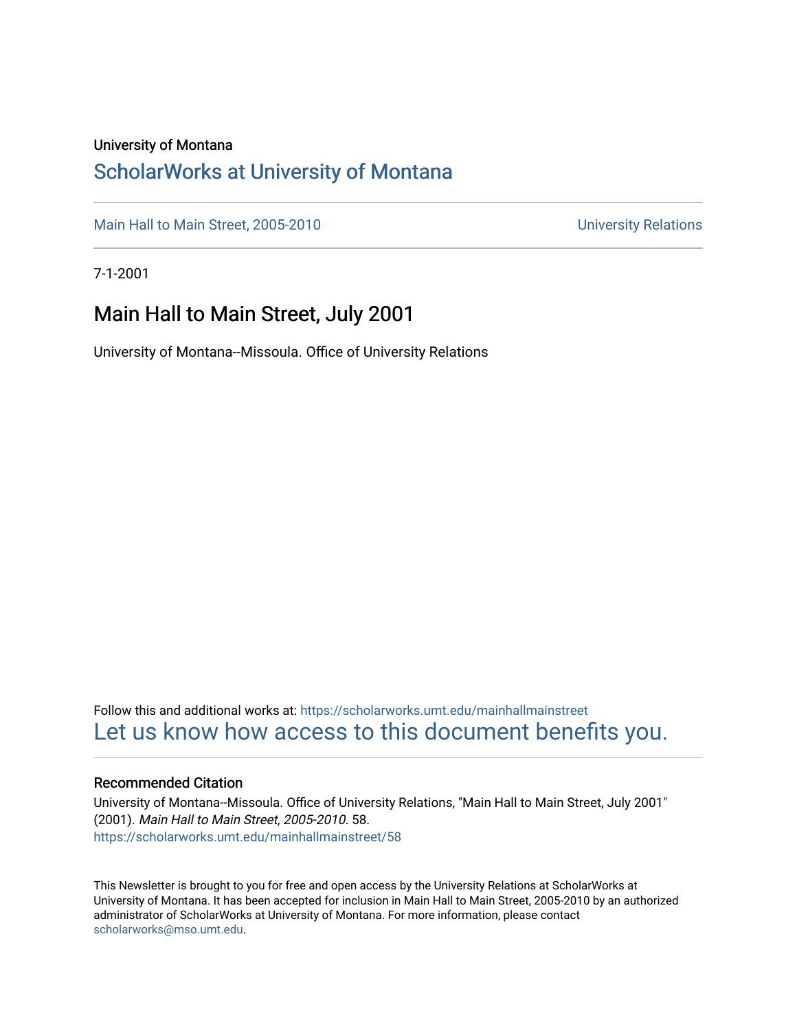University of Montana

# ScholarWorks at University of Montana

Main Hall to Main Street, 2005-2010 | University Relations

7-1-2001

## Main Hall to Main Street, July 2001

University of Montana--Missoula. Office of University Relations

Follow this and additional works at: https://scholarworks.umt.edu/mainhallmainstreet

Let us know how access to this document benefits you.

### Recommended Citation

University of Montana--Missoula. Office of University Relations, "Main Hall to Main Street, July 2001" (2001). *Main Hall to Main Street, 2005-2010*. 58.
https://scholarworks.umt.edu/mainhallmainstreet/58

This Newsletter is brought to you for free and open access by the University Relations at ScholarWorks at University of Montana. It has been accepted for inclusion in Main Hall to Main Street, 2005-2010 by an authorized administrator of ScholarWorks at University of Montana. For more information, please contact scholarworks@mso.umt.edu.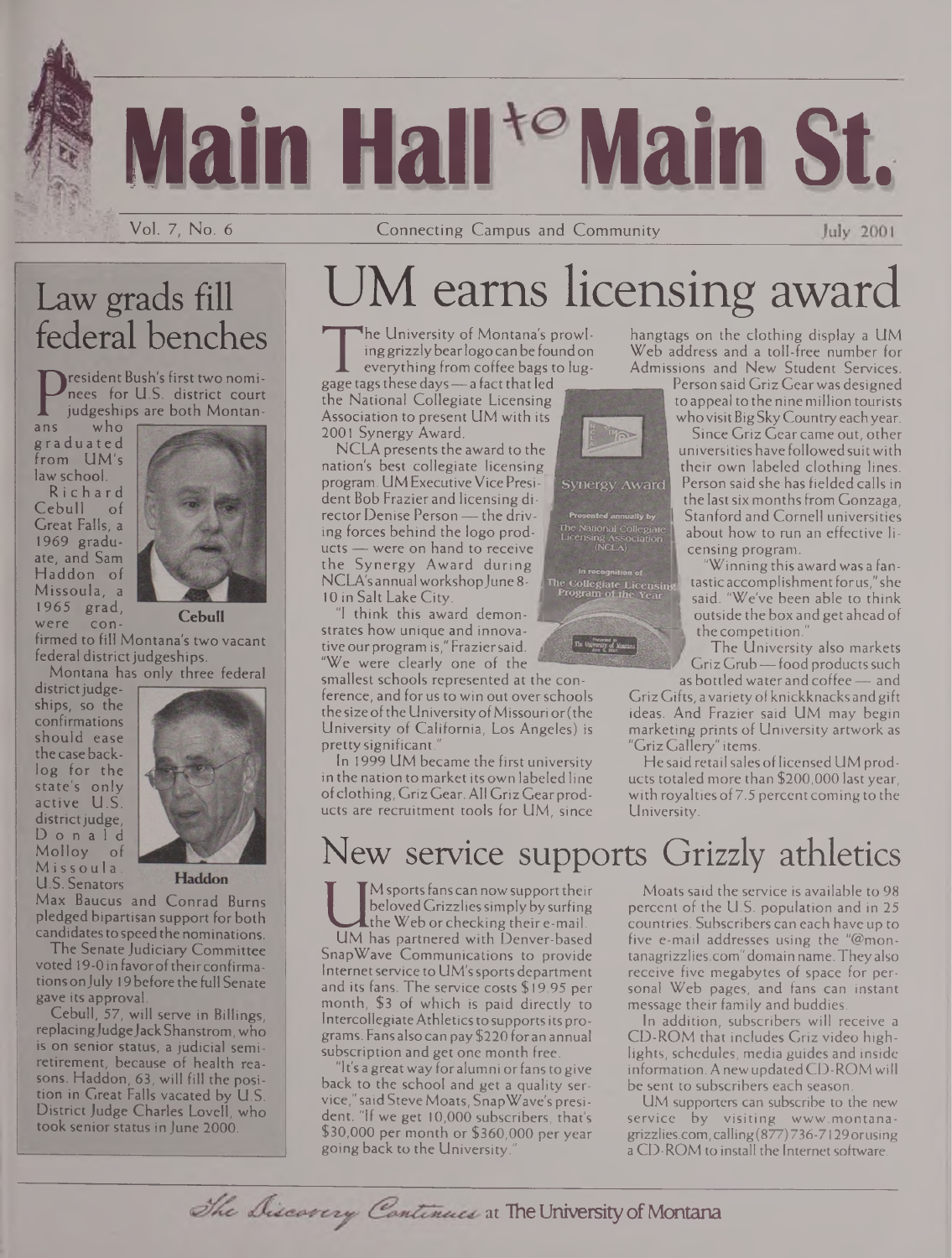# Main Hall to Main St.

Vol. 7, No. 6 — Connecting Campus and Community — July 2001

## Law grads fill federal benches

President Bush's first two nominees for U.S. district court judgeships are both Montanans who graduated from UM's law school.

Richard Cebull of Great Falls, a 1969 graduate, and Sam Haddon of Missoula, a 1965 grad, were confirmed to fill Montana's two vacant federal district judgeships.

Cebull

Montana has only three federal district judgeships, so the confirmations should ease the case backlog for the state's only active U.S. district judge, Donald Molloy of Missoula.

Haddon

U.S. Senators Max Baucus and Conrad Burns pledged bipartisan support for both candidates to speed the nominations.

The Senate Judiciary Committee voted 19-0 in favor of their confirmations on July 19 before the full Senate gave its approval.

Cebull, 57, will serve in Billings, replacing Judge Jack Shanstrom, who is on senior status, a judicial semi-retirement, because of health reasons. Haddon, 63, will fill the position in Great Falls vacated by U.S. District Judge Charles Lovell, who took senior status in June 2000.

## UM earns licensing award

The University of Montana's prowling grizzly bear logo can be found on everything from coffee bags to luggage tags these days — a fact that led the National Collegiate Licensing Association to present UM with its 2001 Synergy Award.

NCLA presents the award to the nation's best collegiate licensing program. UM Executive Vice President Bob Frazier and licensing director Denise Person — the driving forces behind the logo products — were on hand to receive the Synergy Award during NCLA's annual workshop June 8-10 in Salt Lake City.

"I think this award demonstrates how unique and innovative our program is," Frazier said. "We were clearly one of the smallest schools represented at the conference, and for us to win out over schools the size of the University of Missouri or (the University of California, Los Angeles) is pretty significant."

In 1999 UM became the first university in the nation to market its own labeled line of clothing, Griz Gear. All Griz Gear products are recruitment tools for UM, since hangtags on the clothing display a UM Web address and a toll-free number for Admissions and New Student Services.

Person said Griz Gear was designed to appeal to the nine million tourists who visit Big Sky Country each year.

Since Griz Gear came out, other universities have followed suit with their own labeled clothing lines. Person said she has fielded calls in the last six months from Gonzaga, Stanford and Cornell universities about how to run an effective licensing program.

"Winning this award was a fantastic accomplishment for us," she said. "We've been able to think outside the box and get ahead of the competition."

The University also markets Griz Grub — food products such as bottled water and coffee — and Griz Gifts, a variety of knickknacks and gift ideas. And Frazier said UM may begin marketing prints of University artwork as "Griz Gallery" items.

He said retail sales of licensed UM products totaled more than $200,000 last year, with royalties of 7.5 percent coming to the University.

## New service supports Grizzly athletics

UM sports fans can now support their beloved Grizzlies simply by surfing the Web or checking their e-mail.

UM has partnered with Denver-based SnapWave Communications to provide Internet service to UM's sports department and its fans. The service costs $19.95 per month, $3 of which is paid directly to Intercollegiate Athletics to supports its programs. Fans also can pay $220 for an annual subscription and get one month free.

"It's a great way for alumni or fans to give back to the school and get a quality service," said Steve Moats, SnapWave's president. "If we get 10,000 subscribers, that's $30,000 per month or $360,000 per year going back to the University."

Moats said the service is available to 98 percent of the U.S. population and in 25 countries. Subscribers can each have up to five e-mail addresses using the "@montanagrizzlies.com" domain name. They also receive five megabytes of space for personal Web pages, and fans can instant message their family and buddies.

In addition, subscribers will receive a CD-ROM that includes Griz video highlights, schedules, media guides and inside information. A new updated CD-ROM will be sent to subscribers each season.

UM supporters can subscribe to the new service by visiting www.montanagrizzlies.com, calling (877) 736-7129 or using a CD-ROM to install the Internet software.

*The Discovery Continues* at The University of Montana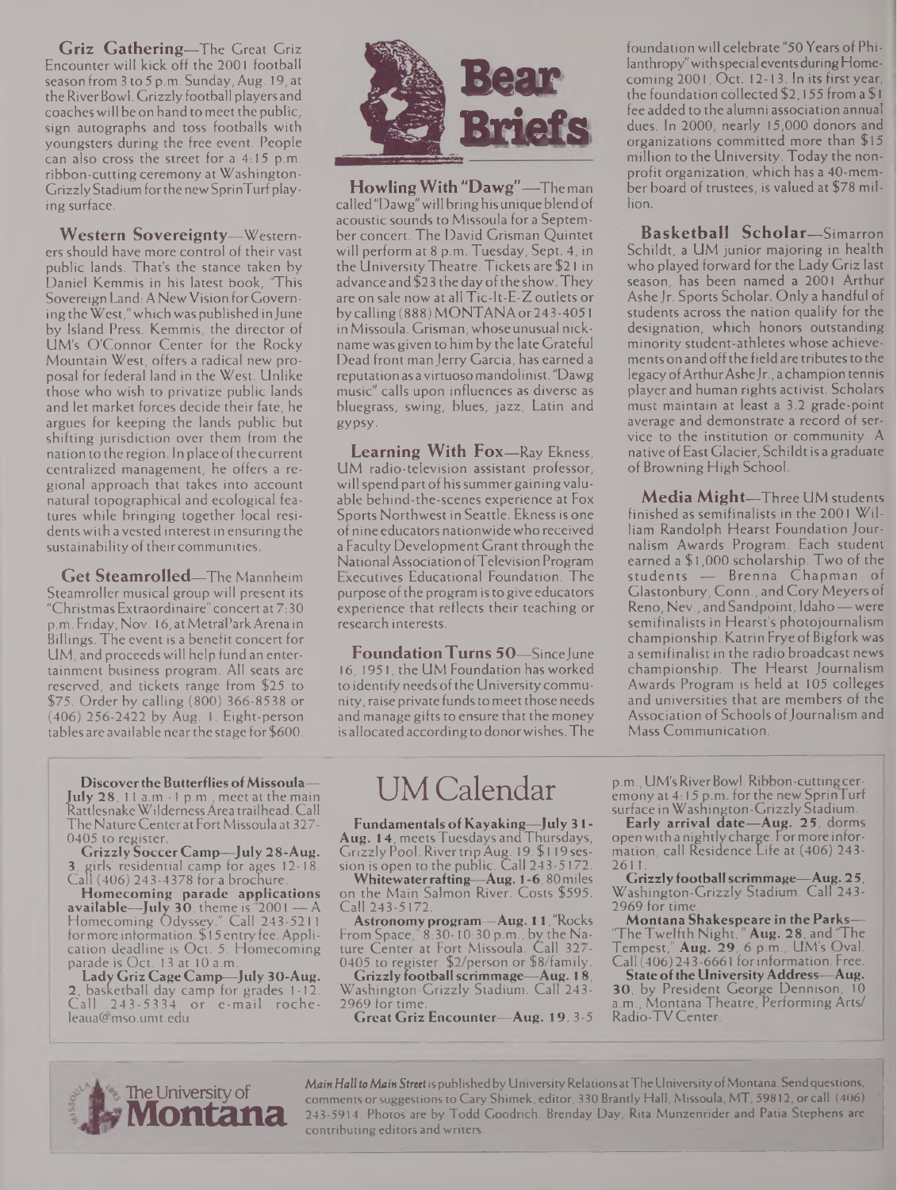**Griz Gathering**—The Great Griz Encounter will kick off the 2001 football season from 3 to 5 p.m. Sunday, Aug. 19, at the River Bowl. Grizzly football players and coaches will be on hand to meet the public, sign autographs and toss footballs with youngsters during the free event. People can also cross the street for a 4:15 p.m. ribbon-cutting ceremony at Washington-Grizzly Stadium for the new SprinTurf playing surface.

**Western Sovereignty**—Westerners should have more control of their vast public lands. That's the stance taken by Daniel Kemmis in his latest book, "This Sovereign Land: A New Vision for Governing the West," which was published in June by Island Press. Kemmis, the director of UM's O'Connor Center for the Rocky Mountain West, offers a radical new proposal for federal land in the West. Unlike those who wish to privatize public lands and let market forces decide their fate, he argues for keeping the lands public but shifting jurisdiction over them from the nation to the region. In place of the current centralized management, he offers a regional approach that takes into account natural topographical and ecological features while bringing together local residents with a vested interest in ensuring the sustainability of their communities.

**Get Steamrolled**—The Mannheim Steamroller musical group will present its "Christmas Extraordinaire" concert at 7:30 p.m. Friday, Nov. 16, at MetraPark Arena in Billings. The event is a benefit concert for UM, and proceeds will help fund an entertainment business program. All seats are reserved, and tickets range from $25 to $75. Order by calling (800) 366-8538 or (406) 256-2422 by Aug. 1. Eight-person tables are available near the stage for $600.

# Bear Briefs

**Howling With "Dawg"**—The man called "Dawg" will bring his unique blend of acoustic sounds to Missoula for a September concert. The David Grisman Quintet will perform at 8 p.m. Tuesday, Sept. 4, in the University Theatre. Tickets are $21 in advance and $23 the day of the show. They are on sale now at all Tic-It-E-Z outlets or by calling (888) MONTANA or 243-4051 in Missoula. Grisman, whose unusual nickname was given to him by the late Grateful Dead front man Jerry Garcia, has earned a reputation as a virtuoso mandolinist. "Dawg music" calls upon influences as diverse as bluegrass, swing, blues, jazz, Latin and gypsy.

**Learning With Fox**—Ray Ekness, UM radio-television assistant professor, will spend part of his summer gaining valuable behind-the-scenes experience at Fox Sports Northwest in Seattle. Ekness is one of nine educators nationwide who received a Faculty Development Grant through the National Association of Television Program Executives Educational Foundation. The purpose of the program is to give educators experience that reflects their teaching or research interests.

**Foundation Turns 50**—Since June 16, 1951, the UM Foundation has worked to identify needs of the University community, raise private funds to meet those needs and manage gifts to ensure that the money is allocated according to donor wishes. The foundation will celebrate "50 Years of Philanthropy" with special events during Homecoming 2001, Oct. 12-13. In its first year, the foundation collected $2,155 from a $1 fee added to the alumni association annual dues. In 2000, nearly 15,000 donors and organizations committed more than $15 million to the University. Today the nonprofit organization, which has a 40-member board of trustees, is valued at $78 million.

**Basketball Scholar**—Simarron Schildt, a UM junior majoring in health who played forward for the Lady Griz last season, has been named a 2001 Arthur Ashe Jr. Sports Scholar. Only a handful of students across the nation qualify for the designation, which honors outstanding minority student-athletes whose achievements on and off the field are tributes to the legacy of Arthur Ashe Jr., a champion tennis player and human rights activist. Scholars must maintain at least a 3.2 grade-point average and demonstrate a record of service to the institution or community. A native of East Glacier, Schildt is a graduate of Browning High School.

**Media Might**—Three UM students finished as semifinalists in the 2001 William Randolph Hearst Foundation Journalism Awards Program. Each student earned a $1,000 scholarship. Two of the students — Brenna Chapman of Glastonbury, Conn., and Cory Meyers of Reno, Nev., and Sandpoint, Idaho — were semifinalists in Hearst's photojournalism championship. Katrin Frye of Bigfork was a semifinalist in the radio broadcast news championship. The Hearst Journalism Awards Program is held at 105 colleges and universities that are members of the Association of Schools of Journalism and Mass Communication.

# UM Calendar

**Discover the Butterflies of Missoula—July 28**, 11 a.m.-1 p.m., meet at the main Rattlesnake Wilderness Area trailhead. Call The Nature Center at Fort Missoula at 327-0405 to register.

**Grizzly Soccer Camp—July 28-Aug. 3**, girls' residential camp for ages 12-18. Call (406) 243-4378 for a brochure.

**Homecoming parade applications available—July 30**, theme is "2001 — A Homecoming Odyssey." Call 243-5211 for more information. $15 entry fee. Application deadline is Oct. 5. Homecoming parade is Oct. 13 at 10 a.m.

**Lady Griz Cage Camp—July 30-Aug. 2**, basketball day camp for grades 1-12. Call 243-5334 or e-mail rocheleaua@mso.umt.edu

**Fundamentals of Kayaking—July 31-Aug. 14**, meets Tuesdays and Thursdays, Grizzly Pool. River trip Aug. 19. $119 session is open to the public. Call 243-5172.

**Whitewater rafting—Aug. 1-6**, 80 miles on the Main Salmon River. Costs $595. Call 243-5172.

**Astronomy program—Aug. 11**, "Rocks From Space," 8:30-10:30 p.m., by the Nature Center at Fort Missoula. Call 327-0405 to register. $2/person or $8/family.

**Grizzly football scrimmage—Aug. 18**, Washington-Grizzly Stadium. Call 243-2969 for time.

**Great Griz Encounter—Aug. 19**, 3-5 p.m., UM's River Bowl. Ribbon-cutting ceremony at 4:15 p.m. for the new SprinTurf surface in Washington-Grizzly Stadium.

**Early arrival date—Aug. 25**, dorms open with a nightly charge. For more information, call Residence Life at (406) 243-2611.

**Grizzly football scrimmage—Aug. 25**, Washington-Grizzly Stadium. Call 243-2969 for time.

**Montana Shakespeare in the Parks**—"The Twelfth Night," **Aug. 28**, and "The Tempest," **Aug. 29**, 6 p.m., UM's Oval. Call (406) 243-6661 for information. Free.

**State of the University Address—Aug. 30**, by President George Dennison, 10 a.m., Montana Theatre, Performing Arts/Radio-TV Center.

The University of Montana

*Main Hall to Main Street* is published by University Relations at The University of Montana. Send questions, comments or suggestions to Cary Shimek, editor, 330 Brantly Hall, Missoula, MT, 59812, or call (406) 243-5914. Photos are by Todd Goodrich. Brenday Day, Rita Munzenrider and Patia Stephens are contributing editors and writers.